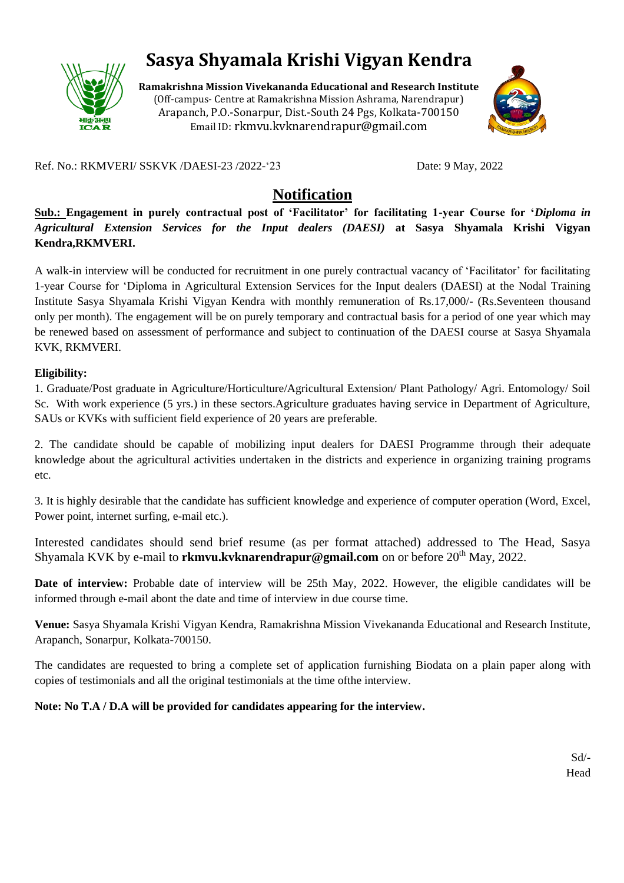# Sasya Shyamala Krishi Vigyan Kendra

**Ramakrishna Mission Vivekananda Educational and Research Institute**
(Off-campus- Centre at Ramakrishna Mission Ashrama, Narendrapur)
Arapanch, P.O.-Sonarpur, Dist.-South 24 Pgs, Kolkata-700150
Email ID: rkmvu.kvknarendrapur@gmail.com

Ref. No.: RKMVERI/ SSKVK /DAESI-23 /2022-'23 Date: 9 May, 2022

## Notification

**Sub.: Engagement in purely contractual post of 'Facilitator' for facilitating 1-year Course for '*Diploma in Agricultural Extension Services for the Input dealers (DAESI)* at Sasya Shyamala Krishi Vigyan Kendra,RKMVERI.**

A walk-in interview will be conducted for recruitment in one purely contractual vacancy of 'Facilitator' for facilitating 1-year Course for 'Diploma in Agricultural Extension Services for the Input dealers (DAESI) at the Nodal Training Institute Sasya Shyamala Krishi Vigyan Kendra with monthly remuneration of Rs.17,000/- (Rs.Seventeen thousand only per month). The engagement will be on purely temporary and contractual basis for a period of one year which may be renewed based on assessment of performance and subject to continuation of the DAESI course at Sasya Shyamala KVK, RKMVERI.

**Eligibility:**

1. Graduate/Post graduate in Agriculture/Horticulture/Agricultural Extension/ Plant Pathology/ Agri. Entomology/ Soil Sc. With work experience (5 yrs.) in these sectors.Agriculture graduates having service in Department of Agriculture, SAUs or KVKs with sufficient field experience of 20 years are preferable.

2. The candidate should be capable of mobilizing input dealers for DAESI Programme through their adequate knowledge about the agricultural activities undertaken in the districts and experience in organizing training programs etc.

3. It is highly desirable that the candidate has sufficient knowledge and experience of computer operation (Word, Excel, Power point, internet surfing, e-mail etc.).

Interested candidates should send brief resume (as per format attached) addressed to The Head, Sasya Shyamala KVK by e-mail to **rkmvu.kvknarendrapur@gmail.com** on or before 20th May, 2022.

**Date of interview:** Probable date of interview will be 25th May, 2022. However, the eligible candidates will be informed through e-mail abont the date and time of interview in due course time.

**Venue:** Sasya Shyamala Krishi Vigyan Kendra, Ramakrishna Mission Vivekananda Educational and Research Institute, Arapanch, Sonarpur, Kolkata-700150.

The candidates are requested to bring a complete set of application furnishing Biodata on a plain paper along with copies of testimonials and all the original testimonials at the time ofthe interview.

**Note: No T.A / D.A will be provided for candidates appearing for the interview.**

Sd/-
Head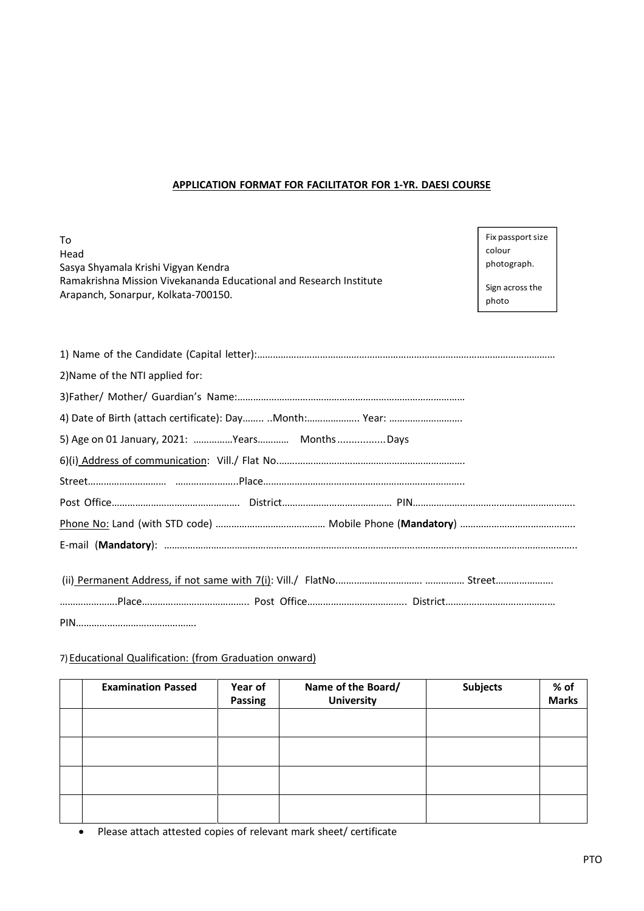**APPLICATION FORMAT FOR FACILITATOR FOR 1-YR. DAESI COURSE**

To
Head
Sasya Shyamala Krishi Vigyan Kendra
Ramakrishna Mission Vivekananda Educational and Research Institute
Arapanch, Sonarpur, Kolkata-700150.

Fix passport size colour photograph.

Sign across the photo

1) Name of the Candidate (Capital letter):……………………………………………………………………………………………………

2)Name of the NTI applied for:

3)Father/ Mother/ Guardian's Name:……………………………………………………………………………

4) Date of Birth (attach certificate): Day…….. ..Month:……………….. Year: ……………………….

5) Age on 01 January, 2021: ……………Years………… Months ................Days

6)(i) Address of communication: Vill./ Flat No……………………………………………………………….

Street………………………… ……………………..Place…………………………………………………………………..

Post Office………………………………………… District…………………………………… PIN…………………………………………………….

Phone No: Land (with STD code) …………………………………… Mobile Phone (**Mandatory**) ……………………………………..

E-mail (**Mandatory**): ……………………………………………………………………………………………………………………………………..

(ii) Permanent Address, if not same with 7(i): Vill./ FlatNo……………………………. …………… Street………………….

………………….Place………………………………….. Post Office……………………………….. District……………………………………

PIN……………………………………….

7) Educational Qualification: (from Graduation onward)

| | Examination Passed | Year of Passing | Name of the Board/ University | Subjects | % of Marks |
|---|---|---|---|---|---|
| | | | | | |
| | | | | | |
| | | | | | |
| | | | | | |

- Please attach attested copies of relevant mark sheet/ certificate

PTO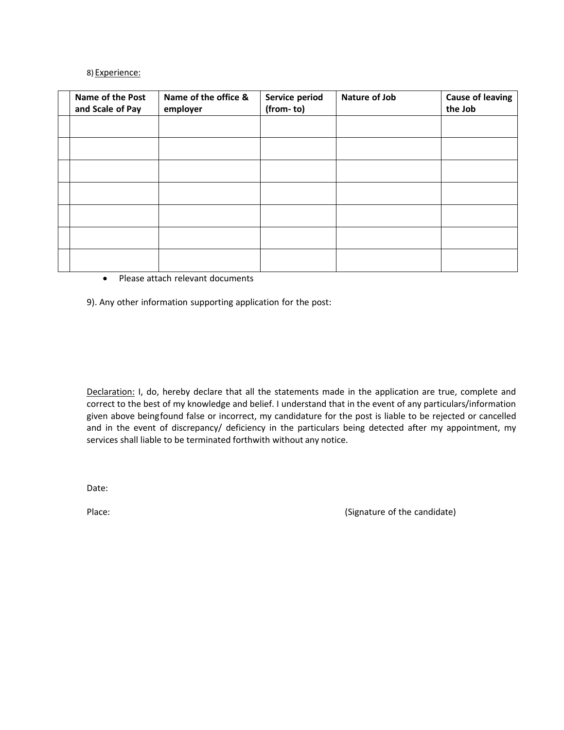8) Experience:

| | Name of the Post and Scale of Pay | Name of the office & employer | Service period (from- to) | Nature of Job | Cause of leaving the Job |
|---|---|---|---|---|---|
| | | | | | |
| | | | | | |
| | | | | | |
| | | | | | |
| | | | | | |
| | | | | | |
| | | | | | |

- Please attach relevant documents

9). Any other information supporting application for the post:

Declaration: I, do, hereby declare that all the statements made in the application are true, complete and correct to the best of my knowledge and belief. I understand that in the event of any particulars/information given above beingfound false or incorrect, my candidature for the post is liable to be rejected or cancelled and in the event of discrepancy/ deficiency in the particulars being detected after my appointment, my services shall liable to be terminated forthwith without any notice.

Date:

Place: (Signature of the candidate)